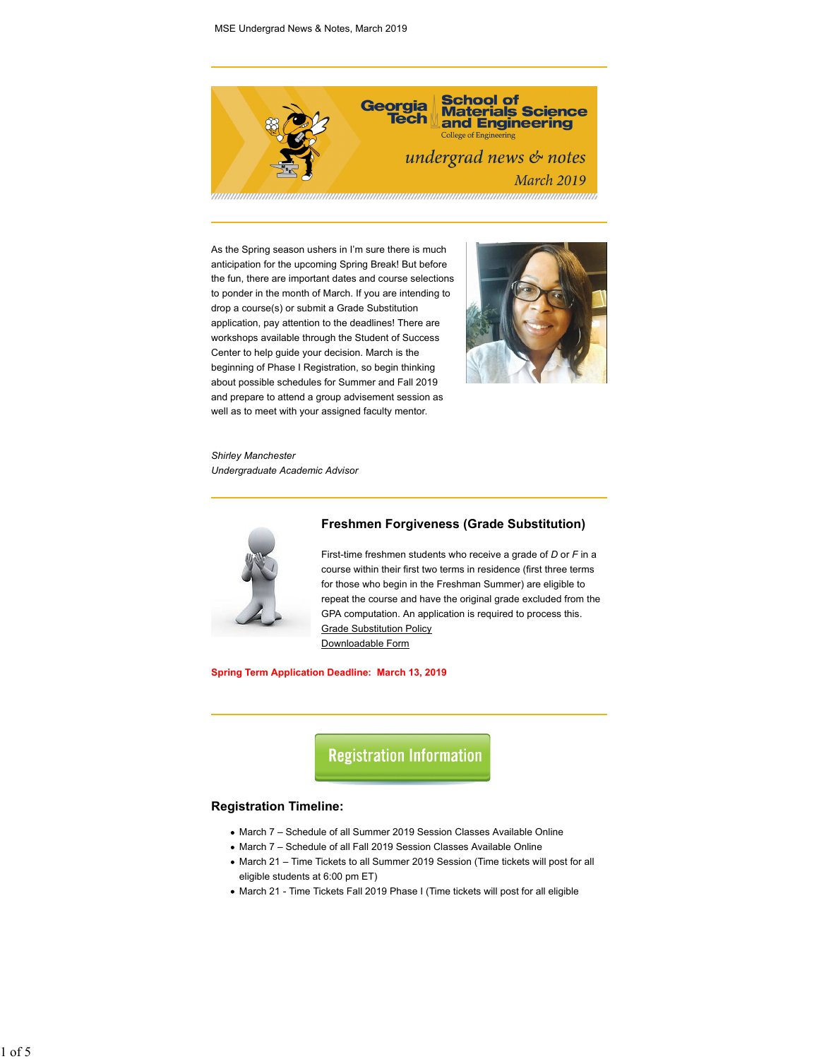MSE Undergrad News & Notes, March 2019

Georgia Tech | School of Materials Science and Engineering
College of Engineering

*undergrad news & notes*
*March 2019*

As the Spring season ushers in I'm sure there is much anticipation for the upcoming Spring Break! But before the fun, there are important dates and course selections to ponder in the month of March. If you are intending to drop a course(s) or submit a Grade Substitution application, pay attention to the deadlines! There are workshops available through the Student of Success Center to help guide your decision. March is the beginning of Phase I Registration, so begin thinking about possible schedules for Summer and Fall 2019 and prepare to attend a group advisement session as well as to meet with your assigned faculty mentor.

*Shirley Manchester*
*Undergraduate Academic Advisor*

### Freshmen Forgiveness (Grade Substitution)

First-time freshmen students who receive a grade of *D* or *F* in a course within their first two terms in residence (first three terms for those who begin in the Freshman Summer) are eligible to repeat the course and have the original grade excluded from the GPA computation. An application is required to process this.
Grade Substitution Policy
Downloadable Form

**Spring Term Application Deadline: March 13, 2019**

## Registration Information

### Registration Timeline:

- March 7 – Schedule of all Summer 2019 Session Classes Available Online
- March 7 – Schedule of all Fall 2019 Session Classes Available Online
- March 21 – Time Tickets to all Summer 2019 Session (Time tickets will post for all eligible students at 6:00 pm ET)
- March 21 - Time Tickets Fall 2019 Phase I (Time tickets will post for all eligible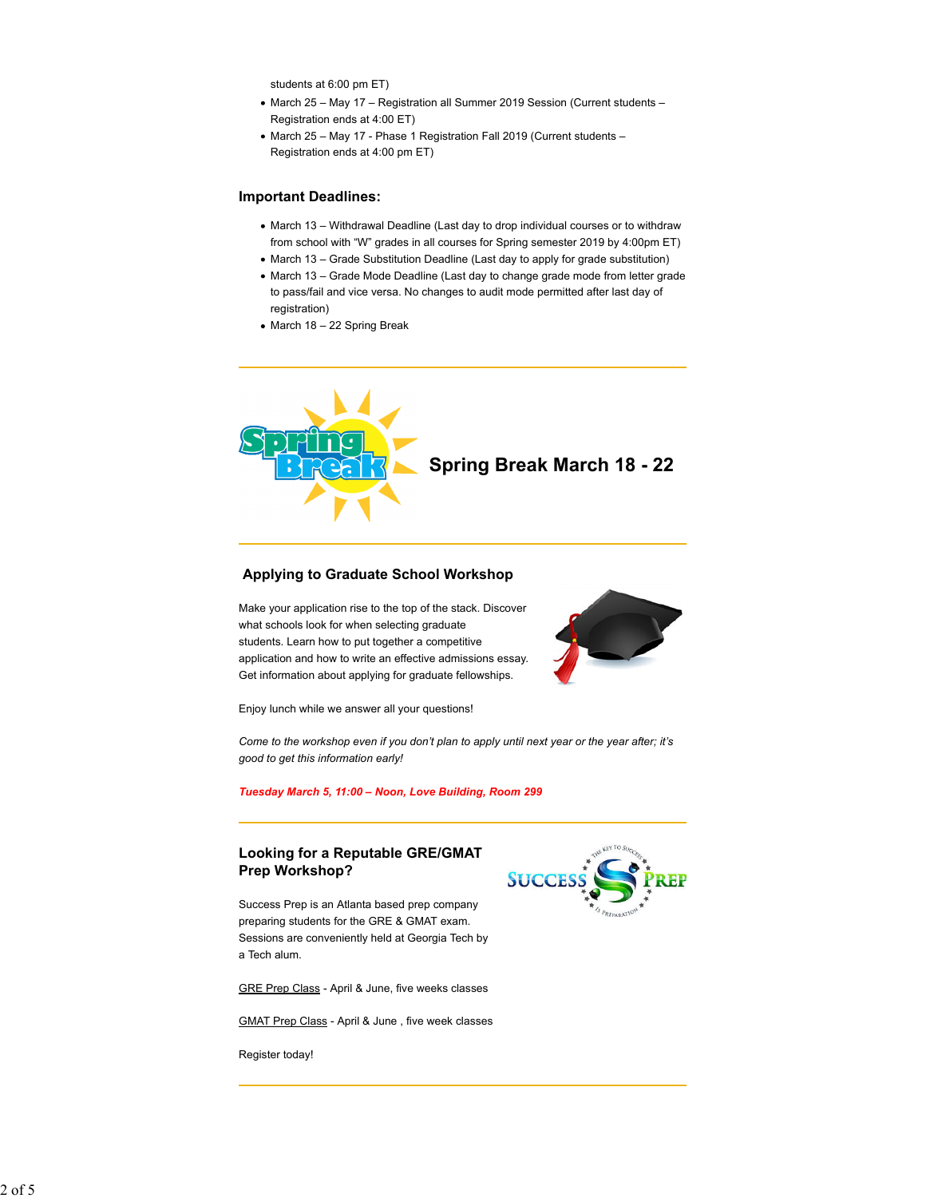students at 6:00 pm ET)

- March 25 – May 17 – Registration all Summer 2019 Session (Current students – Registration ends at 4:00 ET)
- March 25 – May 17 - Phase 1 Registration Fall 2019 (Current students – Registration ends at 4:00 pm ET)

### Important Deadlines:

- March 13 – Withdrawal Deadline (Last day to drop individual courses or to withdraw from school with "W" grades in all courses for Spring semester 2019 by 4:00pm ET)
- March 13 – Grade Substitution Deadline (Last day to apply for grade substitution)
- March 13 – Grade Mode Deadline (Last day to change grade mode from letter grade to pass/fail and vice versa. No changes to audit mode permitted after last day of registration)
- March 18 – 22 Spring Break

---

## Spring Break March 18 - 22

---

### Applying to Graduate School Workshop

Make your application rise to the top of the stack. Discover what schools look for when selecting graduate students. Learn how to put together a competitive application and how to write an effective admissions essay. Get information about applying for graduate fellowships.

Enjoy lunch while we answer all your questions!

*Come to the workshop even if you don't plan to apply until next year or the year after; it's good to get this information early!*

***Tuesday March 5, 11:00 – Noon, Love Building, Room 299***

---

### Looking for a Reputable GRE/GMAT Prep Workshop?

Success Prep is an Atlanta based prep company preparing students for the GRE & GMAT exam. Sessions are conveniently held at Georgia Tech by a Tech alum.

GRE Prep Class - April & June, five weeks classes

GMAT Prep Class - April & June , five week classes

Register today!

---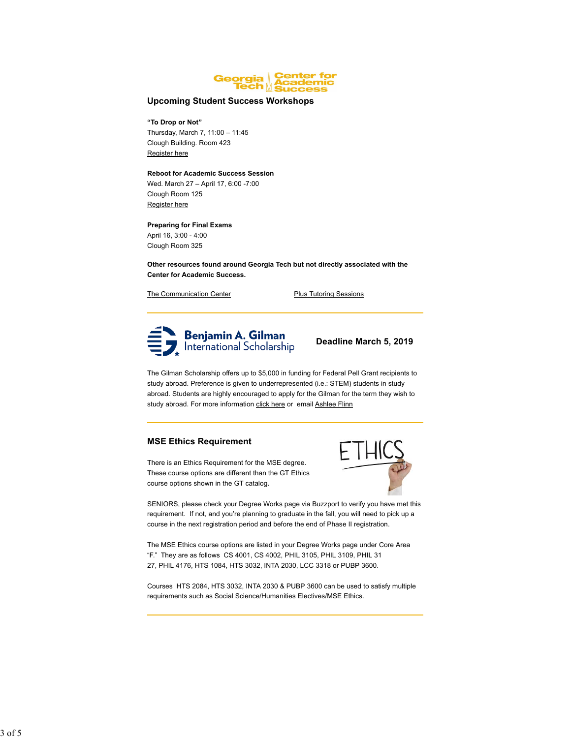Georgia Tech Center for Academic Success

## Upcoming Student Success Workshops

**"To Drop or Not"**
Thursday, March 7, 11:00 – 11:45
Clough Building. Room 423
Register here

**Reboot for Academic Success Session**
Wed. March 27 – April 17, 6:00 -7:00
Clough Room 125
Register here

**Preparing for Final Exams**
April 16, 3:00 - 4:00
Clough Room 325

**Other resources found around Georgia Tech but not directly associated with the Center for Academic Success.**

The Communication Center

Plus Tutoring Sessions

---

Benjamin A. Gilman International Scholarship

**Deadline March 5, 2019**

The Gilman Scholarship offers up to $5,000 in funding for Federal Pell Grant recipients to study abroad. Preference is given to underrepresented (i.e.: STEM) students in study abroad. Students are highly encouraged to apply for the Gilman for the term they wish to study abroad. For more information click here or email Ashlee Flinn

---

## MSE Ethics Requirement

There is an Ethics Requirement for the MSE degree. These course options are different than the GT Ethics course options shown in the GT catalog.

SENIORS, please check your Degree Works page via Buzzport to verify you have met this requirement. If not, and you're planning to graduate in the fall, you will need to pick up a course in the next registration period and before the end of Phase II registration.

The MSE Ethics course options are listed in your Degree Works page under Core Area "F." They are as follows CS 4001, CS 4002, PHIL 3105, PHIL 3109, PHIL 3127, PHIL 4176, HTS 1084, HTS 3032, INTA 2030, LCC 3318 or PUBP 3600.

Courses HTS 2084, HTS 3032, INTA 2030 & PUBP 3600 can be used to satisfy multiple requirements such as Social Science/Humanities Electives/MSE Ethics.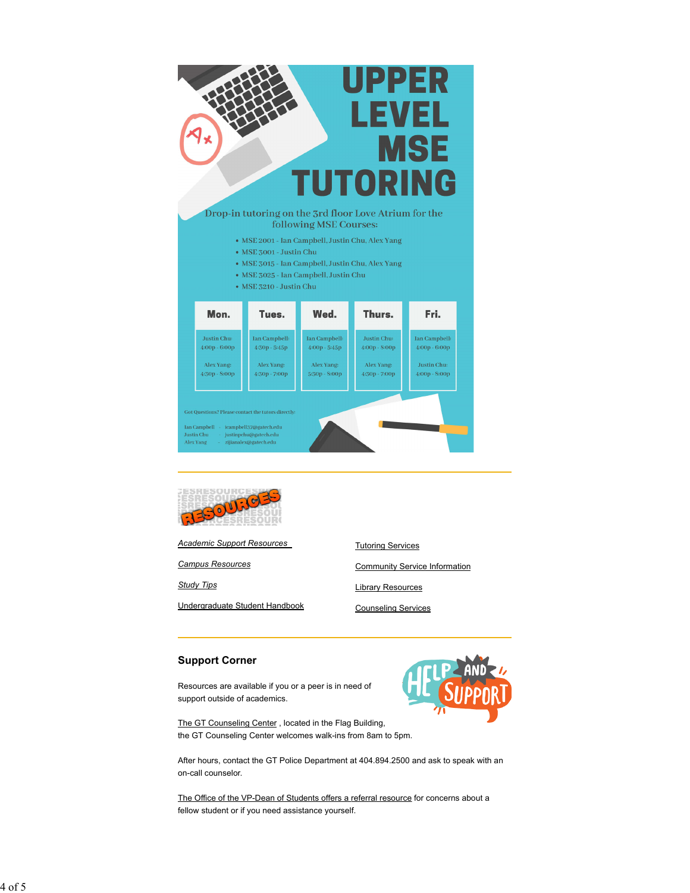# UPPER LEVEL MSE TUTORING

Drop-in tutoring on the 3rd floor Love Atrium for the following MSE Courses:

- MSE 2001 - Ian Campbell, Justin Chu, Alex Yang
- MSE 3001 - Justin Chu
- MSE 3015 - Ian Campbell, Justin Chu, Alex Yang
- MSE 3025 - Ian Campbell, Justin Chu
- MSE 3210 - Justin Chu

| Mon. | Tues. | Wed. | Thurs. | Fri. |
|---|---|---|---|---|
| Justin Chu: 4:00p - 6:00p | Ian Campbell: 4:30p - 5:45p | Ian Campbell: 4:00p - 5:45p | Justin Chu: 4:00p - 8:00p | Ian Campbell: 4:00p - 6:00p |
| Alex Yang: 4:30p - 8:00p | Alex Yang: 4:30p - 7:00p | Alex Yang: 5:30p - 8:00p | Alex Yang: 4:30p - 7:00p | Justin Chu: 4:00p - 8:00p |

Got Questions? Please contact the tutors directly:

Ian Campbell - icampbell37@gatech.edu
Justin Chu - justinpchu@gatech.edu
Alex Yang - zijianalex@gatech.edu

---

## RESOURCES

*Academic Support Resources*

*Campus Resources*

*Study Tips*

Undergraduate Student Handbook

Tutoring Services

Community Service Information

Library Resources

Counseling Services

---

### Support Corner

Resources are available if you or a peer is in need of support outside of academics.

The GT Counseling Center , located in the Flag Building, the GT Counseling Center welcomes walk-ins from 8am to 5pm.

After hours, contact the GT Police Department at 404.894.2500 and ask to speak with an on-call counselor.

The Office of the VP-Dean of Students offers a referral resource for concerns about a fellow student or if you need assistance yourself.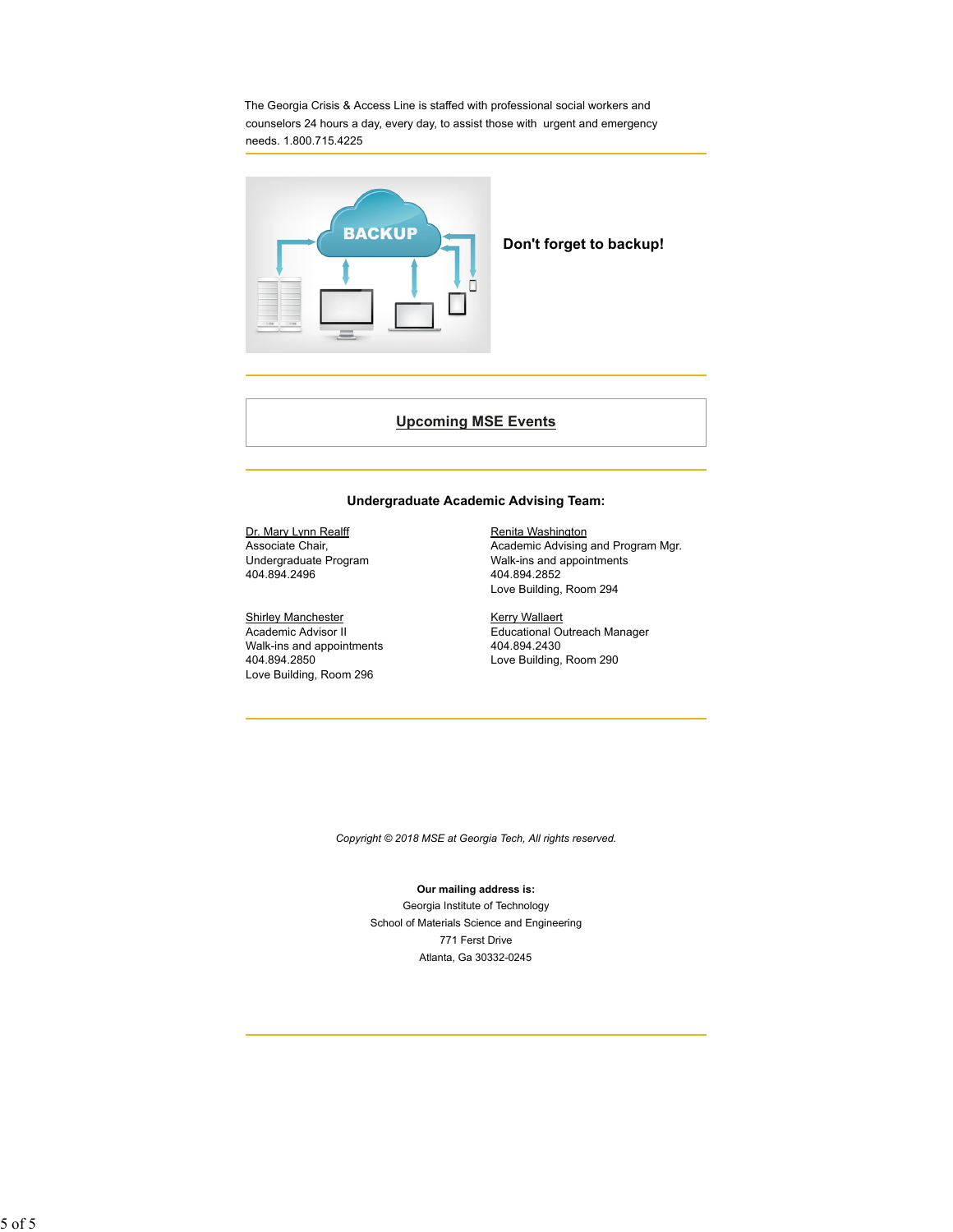The Georgia Crisis & Access Line is staffed with professional social workers and counselors 24 hours a day, every day, to assist those with urgent and emergency needs. 1.800.715.4225

**Don't forget to backup!**

**Upcoming MSE Events**

### Undergraduate Academic Advising Team:

Dr. Mary Lynn Realff
Associate Chair,
Undergraduate Program
404.894.2496

Renita Washington
Academic Advising and Program Mgr.
Walk-ins and appointments
404.894.2852
Love Building, Room 294

Shirley Manchester
Academic Advisor II
Walk-ins and appointments
404.894.2850
Love Building, Room 296

Kerry Wallaert
Educational Outreach Manager
404.894.2430
Love Building, Room 290

*Copyright © 2018 MSE at Georgia Tech, All rights reserved.*

**Our mailing address is:**
Georgia Institute of Technology
School of Materials Science and Engineering
771 Ferst Drive
Atlanta, Ga 30332-0245